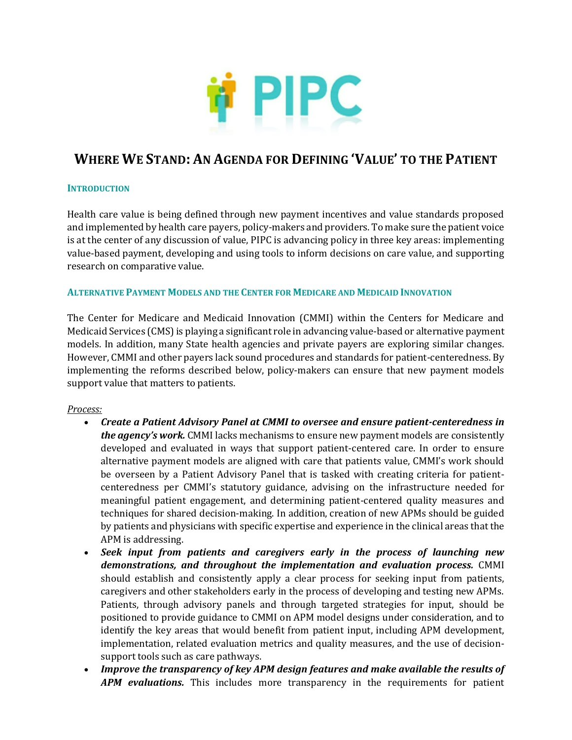# WHERE WE STAND: AN AGENDA FOR DEFINING 'VALUE' TO THE PATIENT

## INTRODUCTION

Health care value is being defined through new payment incentives and value standards proposed and implemented by health care payers, policy-makers and providers. To make sure the patient voice is at the center of any discussion of value, PIPC is advancing policy in three key areas: implementing value-based payment, developing and using tools to inform decisions on care value, and supporting research on comparative value.

## ALTERNATIVE PAYMENT MODELS AND THE CENTER FOR MEDICARE AND MEDICAID INNOVATION

The Center for Medicare and Medicaid Innovation (CMMI) within the Centers for Medicare and Medicaid Services (CMS) is playing a significant role in advancing value-based or alternative payment models. In addition, many State health agencies and private payers are exploring similar changes. However, CMMI and other payers lack sound procedures and standards for patient-centeredness. By implementing the reforms described below, policy-makers can ensure that new payment models support value that matters to patients.

*Process:*

- ***Create a Patient Advisory Panel at CMMI to oversee and ensure patient-centeredness in the agency's work.*** CMMI lacks mechanisms to ensure new payment models are consistently developed and evaluated in ways that support patient-centered care. In order to ensure alternative payment models are aligned with care that patients value, CMMI's work should be overseen by a Patient Advisory Panel that is tasked with creating criteria for patient-centeredness per CMMI's statutory guidance, advising on the infrastructure needed for meaningful patient engagement, and determining patient-centered quality measures and techniques for shared decision-making. In addition, creation of new APMs should be guided by patients and physicians with specific expertise and experience in the clinical areas that the APM is addressing.
- ***Seek input from patients and caregivers early in the process of launching new demonstrations, and throughout the implementation and evaluation process.*** CMMI should establish and consistently apply a clear process for seeking input from patients, caregivers and other stakeholders early in the process of developing and testing new APMs. Patients, through advisory panels and through targeted strategies for input, should be positioned to provide guidance to CMMI on APM model designs under consideration, and to identify the key areas that would benefit from patient input, including APM development, implementation, related evaluation metrics and quality measures, and the use of decision-support tools such as care pathways.
- ***Improve the transparency of key APM design features and make available the results of APM evaluations.*** This includes more transparency in the requirements for patient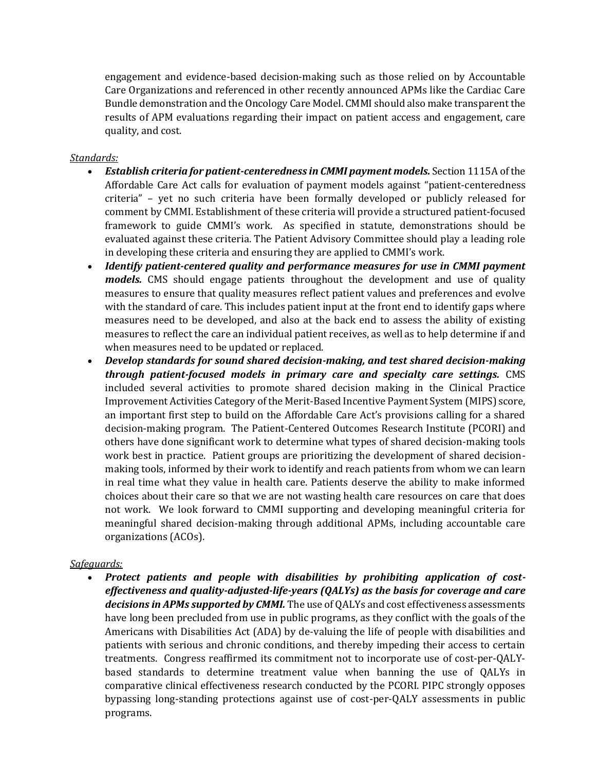engagement and evidence-based decision-making such as those relied on by Accountable Care Organizations and referenced in other recently announced APMs like the Cardiac Care Bundle demonstration and the Oncology Care Model. CMMI should also make transparent the results of APM evaluations regarding their impact on patient access and engagement, care quality, and cost.

*Standards:*

- ***Establish criteria for patient-centeredness in CMMI payment models.*** Section 1115A of the Affordable Care Act calls for evaluation of payment models against "patient-centeredness criteria" – yet no such criteria have been formally developed or publicly released for comment by CMMI. Establishment of these criteria will provide a structured patient-focused framework to guide CMMI's work. As specified in statute, demonstrations should be evaluated against these criteria. The Patient Advisory Committee should play a leading role in developing these criteria and ensuring they are applied to CMMI's work.
- ***Identify patient-centered quality and performance measures for use in CMMI payment models.*** CMS should engage patients throughout the development and use of quality measures to ensure that quality measures reflect patient values and preferences and evolve with the standard of care. This includes patient input at the front end to identify gaps where measures need to be developed, and also at the back end to assess the ability of existing measures to reflect the care an individual patient receives, as well as to help determine if and when measures need to be updated or replaced.
- ***Develop standards for sound shared decision-making, and test shared decision-making through patient-focused models in primary care and specialty care settings.*** CMS included several activities to promote shared decision making in the Clinical Practice Improvement Activities Category of the Merit-Based Incentive Payment System (MIPS) score, an important first step to build on the Affordable Care Act's provisions calling for a shared decision-making program. The Patient-Centered Outcomes Research Institute (PCORI) and others have done significant work to determine what types of shared decision-making tools work best in practice. Patient groups are prioritizing the development of shared decision-making tools, informed by their work to identify and reach patients from whom we can learn in real time what they value in health care. Patients deserve the ability to make informed choices about their care so that we are not wasting health care resources on care that does not work. We look forward to CMMI supporting and developing meaningful criteria for meaningful shared decision-making through additional APMs, including accountable care organizations (ACOs).

*Safeguards:*

- ***Protect patients and people with disabilities by prohibiting application of cost-effectiveness and quality-adjusted-life-years (QALYs) as the basis for coverage and care decisions in APMs supported by CMMI.*** The use of QALYs and cost effectiveness assessments have long been precluded from use in public programs, as they conflict with the goals of the Americans with Disabilities Act (ADA) by de-valuing the life of people with disabilities and patients with serious and chronic conditions, and thereby impeding their access to certain treatments. Congress reaffirmed its commitment not to incorporate use of cost-per-QALY-based standards to determine treatment value when banning the use of QALYs in comparative clinical effectiveness research conducted by the PCORI. PIPC strongly opposes bypassing long-standing protections against use of cost-per-QALY assessments in public programs.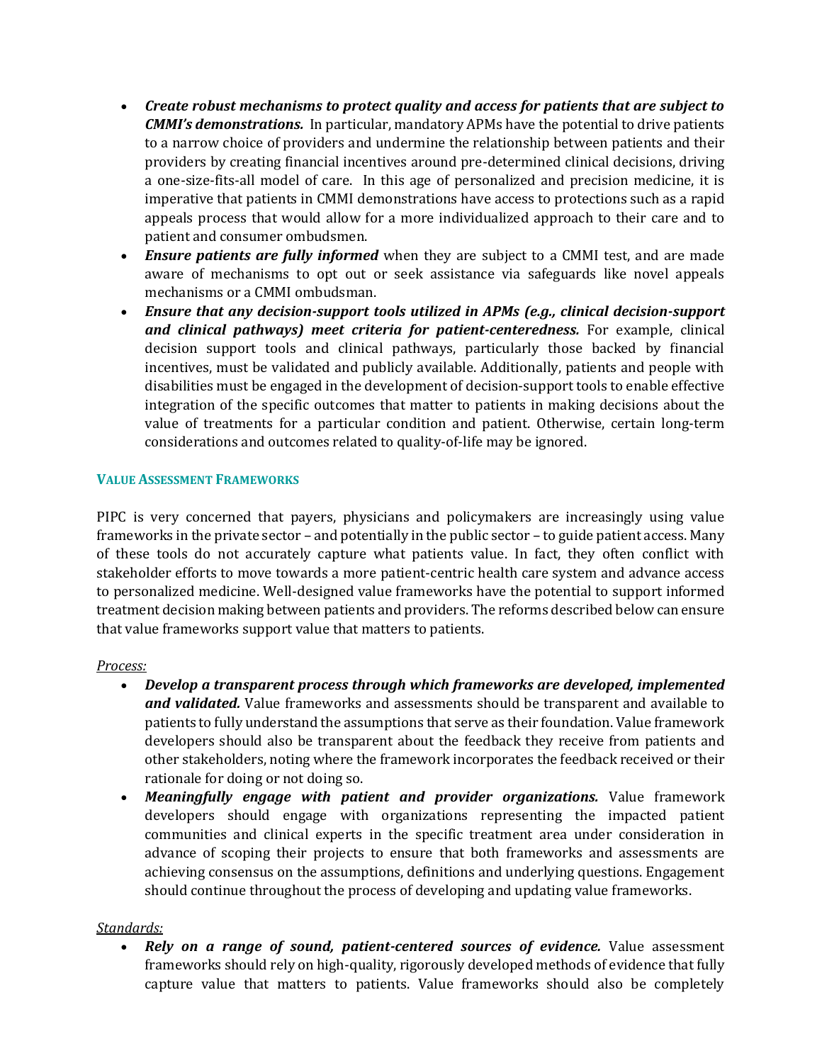- ***Create robust mechanisms to protect quality and access for patients that are subject to CMMI's demonstrations.*** In particular, mandatory APMs have the potential to drive patients to a narrow choice of providers and undermine the relationship between patients and their providers by creating financial incentives around pre-determined clinical decisions, driving a one-size-fits-all model of care. In this age of personalized and precision medicine, it is imperative that patients in CMMI demonstrations have access to protections such as a rapid appeals process that would allow for a more individualized approach to their care and to patient and consumer ombudsmen.
- ***Ensure patients are fully informed*** when they are subject to a CMMI test, and are made aware of mechanisms to opt out or seek assistance via safeguards like novel appeals mechanisms or a CMMI ombudsman.
- ***Ensure that any decision-support tools utilized in APMs (e.g., clinical decision-support and clinical pathways) meet criteria for patient-centeredness.*** For example, clinical decision support tools and clinical pathways, particularly those backed by financial incentives, must be validated and publicly available. Additionally, patients and people with disabilities must be engaged in the development of decision-support tools to enable effective integration of the specific outcomes that matter to patients in making decisions about the value of treatments for a particular condition and patient. Otherwise, certain long-term considerations and outcomes related to quality-of-life may be ignored.

## VALUE ASSESSMENT FRAMEWORKS

PIPC is very concerned that payers, physicians and policymakers are increasingly using value frameworks in the private sector – and potentially in the public sector – to guide patient access. Many of these tools do not accurately capture what patients value. In fact, they often conflict with stakeholder efforts to move towards a more patient-centric health care system and advance access to personalized medicine. Well-designed value frameworks have the potential to support informed treatment decision making between patients and providers. The reforms described below can ensure that value frameworks support value that matters to patients.

*Process:*

- ***Develop a transparent process through which frameworks are developed, implemented and validated.*** Value frameworks and assessments should be transparent and available to patients to fully understand the assumptions that serve as their foundation. Value framework developers should also be transparent about the feedback they receive from patients and other stakeholders, noting where the framework incorporates the feedback received or their rationale for doing or not doing so.
- ***Meaningfully engage with patient and provider organizations.*** Value framework developers should engage with organizations representing the impacted patient communities and clinical experts in the specific treatment area under consideration in advance of scoping their projects to ensure that both frameworks and assessments are achieving consensus on the assumptions, definitions and underlying questions. Engagement should continue throughout the process of developing and updating value frameworks.

*Standards:*

- ***Rely on a range of sound, patient-centered sources of evidence.*** Value assessment frameworks should rely on high-quality, rigorously developed methods of evidence that fully capture value that matters to patients. Value frameworks should also be completely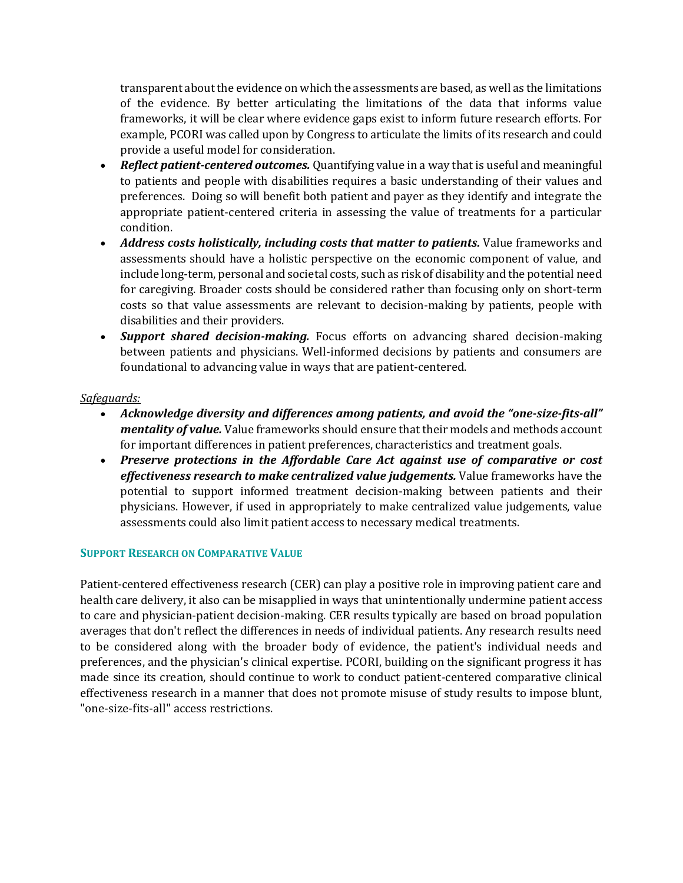transparent about the evidence on which the assessments are based, as well as the limitations of the evidence. By better articulating the limitations of the data that informs value frameworks, it will be clear where evidence gaps exist to inform future research efforts. For example, PCORI was called upon by Congress to articulate the limits of its research and could provide a useful model for consideration.

- ***Reflect patient-centered outcomes.*** Quantifying value in a way that is useful and meaningful to patients and people with disabilities requires a basic understanding of their values and preferences. Doing so will benefit both patient and payer as they identify and integrate the appropriate patient-centered criteria in assessing the value of treatments for a particular condition.
- ***Address costs holistically, including costs that matter to patients.*** Value frameworks and assessments should have a holistic perspective on the economic component of value, and include long-term, personal and societal costs, such as risk of disability and the potential need for caregiving. Broader costs should be considered rather than focusing only on short-term costs so that value assessments are relevant to decision-making by patients, people with disabilities and their providers.
- ***Support shared decision-making.*** Focus efforts on advancing shared decision-making between patients and physicians. Well-informed decisions by patients and consumers are foundational to advancing value in ways that are patient-centered.

*Safeguards:*

- ***Acknowledge diversity and differences among patients, and avoid the "one-size-fits-all" mentality of value.*** Value frameworks should ensure that their models and methods account for important differences in patient preferences, characteristics and treatment goals.
- ***Preserve protections in the Affordable Care Act against use of comparative or cost effectiveness research to make centralized value judgements.*** Value frameworks have the potential to support informed treatment decision-making between patients and their physicians. However, if used in appropriately to make centralized value judgements, value assessments could also limit patient access to necessary medical treatments.

### Support Research on Comparative Value

Patient-centered effectiveness research (CER) can play a positive role in improving patient care and health care delivery, it also can be misapplied in ways that unintentionally undermine patient access to care and physician-patient decision-making. CER results typically are based on broad population averages that don't reflect the differences in needs of individual patients. Any research results need to be considered along with the broader body of evidence, the patient's individual needs and preferences, and the physician's clinical expertise. PCORI, building on the significant progress it has made since its creation, should continue to work to conduct patient-centered comparative clinical effectiveness research in a manner that does not promote misuse of study results to impose blunt, "one-size-fits-all" access restrictions.